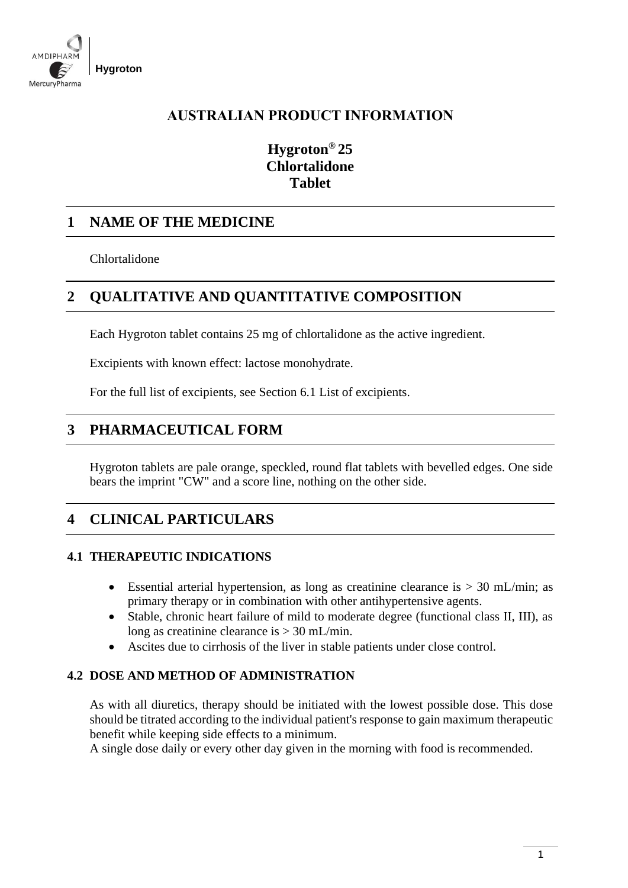# AUSTRALIAN PRODUCT INFORMATION

## Hygroton® 25 Chlortalidone Tablet

## 1 NAME OF THE MEDICINE

Chlortalidone

## 2 QUALITATIVE AND QUANTITATIVE COMPOSITION

Each Hygroton tablet contains 25 mg of chlortalidone as the active ingredient.

Excipients with known effect: lactose monohydrate.

For the full list of excipients, see Section 6.1 List of excipients.

## 3 PHARMACEUTICAL FORM

Hygroton tablets are pale orange, speckled, round flat tablets with bevelled edges. One side bears the imprint "CW" and a score line, nothing on the other side.

## 4 CLINICAL PARTICULARS

### 4.1 THERAPEUTIC INDICATIONS

- Essential arterial hypertension, as long as creatinine clearance is > 30 mL/min; as primary therapy or in combination with other antihypertensive agents.
- Stable, chronic heart failure of mild to moderate degree (functional class II, III), as long as creatinine clearance is > 30 mL/min.
- Ascites due to cirrhosis of the liver in stable patients under close control.

### 4.2 DOSE AND METHOD OF ADMINISTRATION

As with all diuretics, therapy should be initiated with the lowest possible dose. This dose should be titrated according to the individual patient's response to gain maximum therapeutic benefit while keeping side effects to a minimum.
A single dose daily or every other day given in the morning with food is recommended.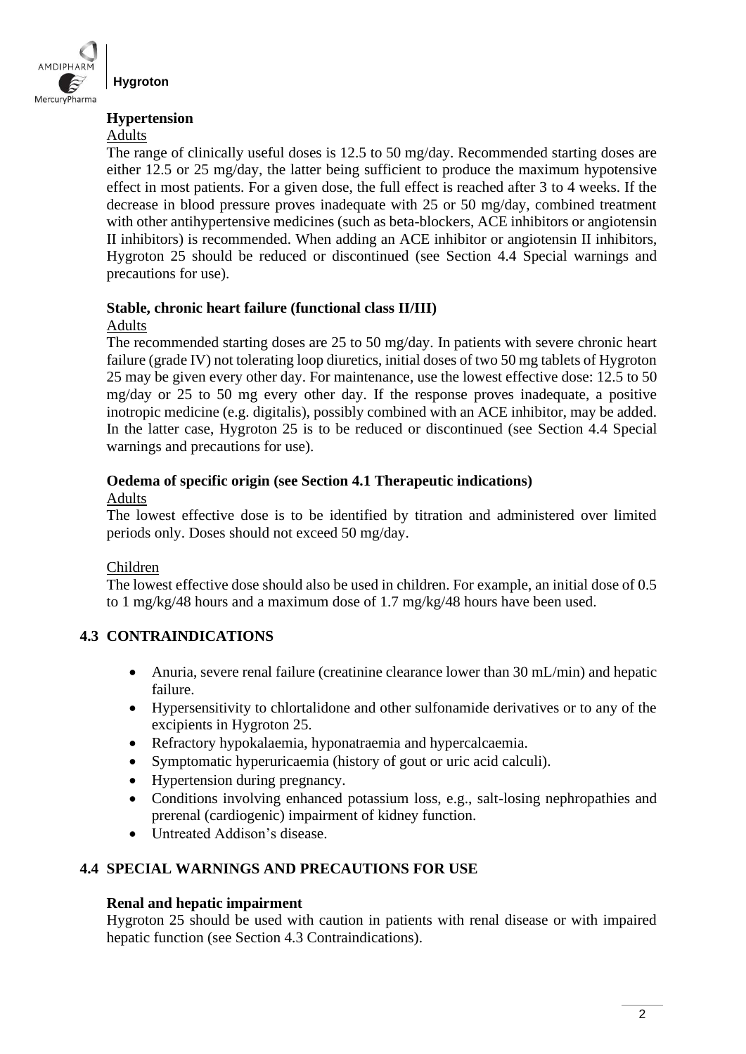**Hypertension**

Adults

The range of clinically useful doses is 12.5 to 50 mg/day. Recommended starting doses are either 12.5 or 25 mg/day, the latter being sufficient to produce the maximum hypotensive effect in most patients. For a given dose, the full effect is reached after 3 to 4 weeks. If the decrease in blood pressure proves inadequate with 25 or 50 mg/day, combined treatment with other antihypertensive medicines (such as beta-blockers, ACE inhibitors or angiotensin II inhibitors) is recommended. When adding an ACE inhibitor or angiotensin II inhibitors, Hygroton 25 should be reduced or discontinued (see Section 4.4 Special warnings and precautions for use).

**Stable, chronic heart failure (functional class II/III)**

Adults

The recommended starting doses are 25 to 50 mg/day. In patients with severe chronic heart failure (grade IV) not tolerating loop diuretics, initial doses of two 50 mg tablets of Hygroton 25 may be given every other day. For maintenance, use the lowest effective dose: 12.5 to 50 mg/day or 25 to 50 mg every other day. If the response proves inadequate, a positive inotropic medicine (e.g. digitalis), possibly combined with an ACE inhibitor, may be added. In the latter case, Hygroton 25 is to be reduced or discontinued (see Section 4.4 Special warnings and precautions for use).

**Oedema of specific origin (see Section 4.1 Therapeutic indications)**

Adults

The lowest effective dose is to be identified by titration and administered over limited periods only. Doses should not exceed 50 mg/day.

Children

The lowest effective dose should also be used in children. For example, an initial dose of 0.5 to 1 mg/kg/48 hours and a maximum dose of 1.7 mg/kg/48 hours have been used.

## 4.3 CONTRAINDICATIONS

- Anuria, severe renal failure (creatinine clearance lower than 30 mL/min) and hepatic failure.
- Hypersensitivity to chlortalidone and other sulfonamide derivatives or to any of the excipients in Hygroton 25.
- Refractory hypokalaemia, hyponatraemia and hypercalcaemia.
- Symptomatic hyperuricaemia (history of gout or uric acid calculi).
- Hypertension during pregnancy.
- Conditions involving enhanced potassium loss, e.g., salt-losing nephropathies and prerenal (cardiogenic) impairment of kidney function.
- Untreated Addison's disease.

## 4.4 SPECIAL WARNINGS AND PRECAUTIONS FOR USE

**Renal and hepatic impairment**

Hygroton 25 should be used with caution in patients with renal disease or with impaired hepatic function (see Section 4.3 Contraindications).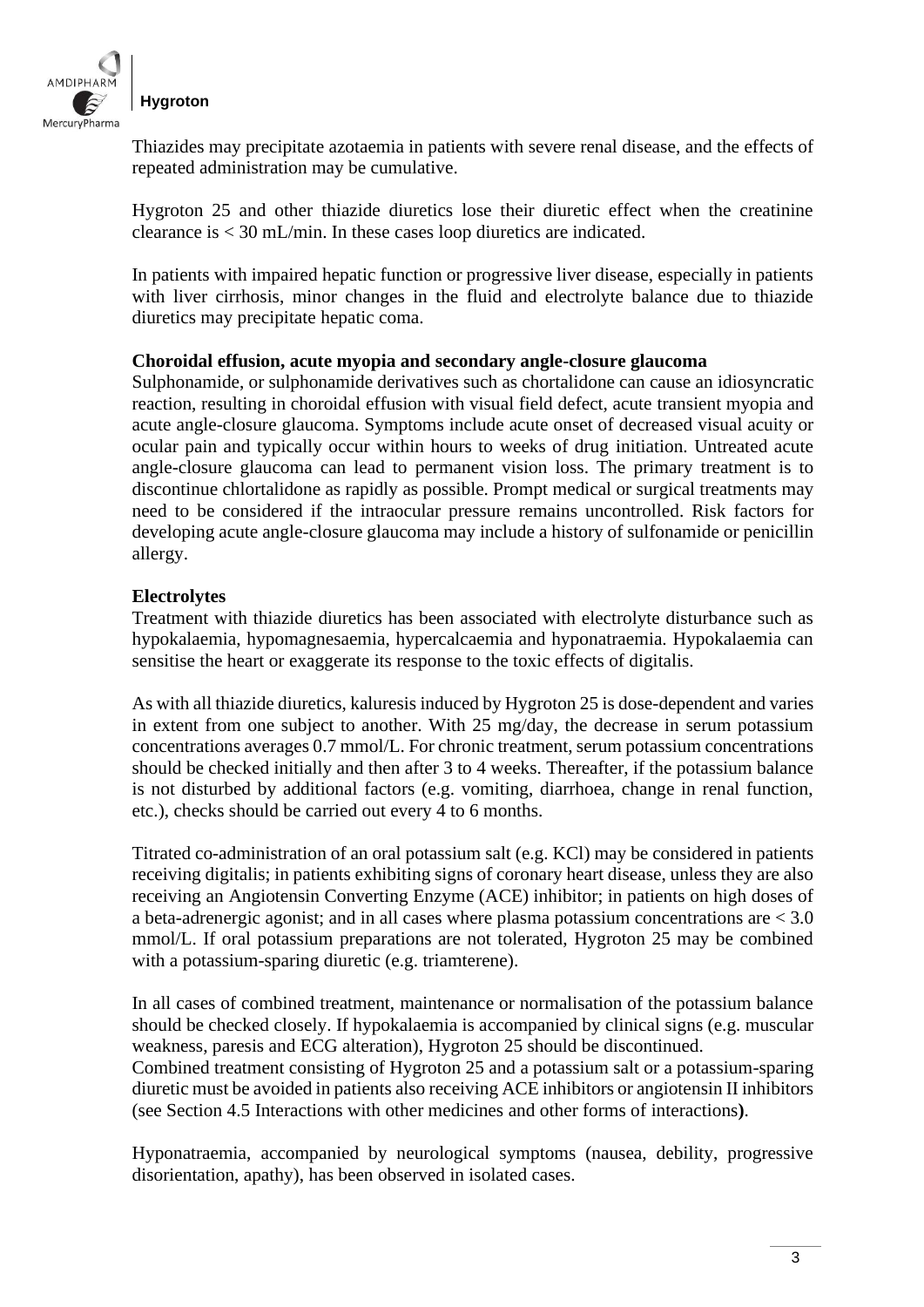Thiazides may precipitate azotaemia in patients with severe renal disease, and the effects of repeated administration may be cumulative.

Hygroton 25 and other thiazide diuretics lose their diuretic effect when the creatinine clearance is < 30 mL/min. In these cases loop diuretics are indicated.

In patients with impaired hepatic function or progressive liver disease, especially in patients with liver cirrhosis, minor changes in the fluid and electrolyte balance due to thiazide diuretics may precipitate hepatic coma.

**Choroidal effusion, acute myopia and secondary angle-closure glaucoma**

Sulphonamide, or sulphonamide derivatives such as chortalidone can cause an idiosyncratic reaction, resulting in choroidal effusion with visual field defect, acute transient myopia and acute angle-closure glaucoma. Symptoms include acute onset of decreased visual acuity or ocular pain and typically occur within hours to weeks of drug initiation. Untreated acute angle-closure glaucoma can lead to permanent vision loss. The primary treatment is to discontinue chlortalidone as rapidly as possible. Prompt medical or surgical treatments may need to be considered if the intraocular pressure remains uncontrolled. Risk factors for developing acute angle-closure glaucoma may include a history of sulfonamide or penicillin allergy.

**Electrolytes**

Treatment with thiazide diuretics has been associated with electrolyte disturbance such as hypokalaemia, hypomagnesaemia, hypercalcaemia and hyponatraemia. Hypokalaemia can sensitise the heart or exaggerate its response to the toxic effects of digitalis.

As with all thiazide diuretics, kaluresis induced by Hygroton 25 is dose-dependent and varies in extent from one subject to another. With 25 mg/day, the decrease in serum potassium concentrations averages 0.7 mmol/L. For chronic treatment, serum potassium concentrations should be checked initially and then after 3 to 4 weeks. Thereafter, if the potassium balance is not disturbed by additional factors (e.g. vomiting, diarrhoea, change in renal function, etc.), checks should be carried out every 4 to 6 months.

Titrated co-administration of an oral potassium salt (e.g. KCl) may be considered in patients receiving digitalis; in patients exhibiting signs of coronary heart disease, unless they are also receiving an Angiotensin Converting Enzyme (ACE) inhibitor; in patients on high doses of a beta-adrenergic agonist; and in all cases where plasma potassium concentrations are < 3.0 mmol/L. If oral potassium preparations are not tolerated, Hygroton 25 may be combined with a potassium-sparing diuretic (e.g. triamterene).

In all cases of combined treatment, maintenance or normalisation of the potassium balance should be checked closely. If hypokalaemia is accompanied by clinical signs (e.g. muscular weakness, paresis and ECG alteration), Hygroton 25 should be discontinued.
Combined treatment consisting of Hygroton 25 and a potassium salt or a potassium-sparing diuretic must be avoided in patients also receiving ACE inhibitors or angiotensin II inhibitors (see Section 4.5 Interactions with other medicines and other forms of interactions**)**.

Hyponatraemia, accompanied by neurological symptoms (nausea, debility, progressive disorientation, apathy), has been observed in isolated cases.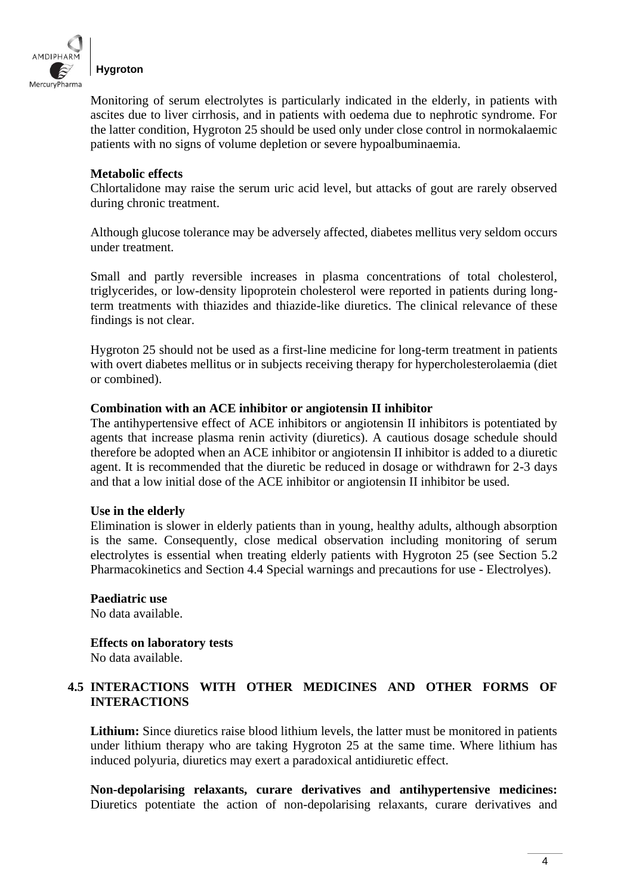Monitoring of serum electrolytes is particularly indicated in the elderly, in patients with ascites due to liver cirrhosis, and in patients with oedema due to nephrotic syndrome. For the latter condition, Hygroton 25 should be used only under close control in normokalaemic patients with no signs of volume depletion or severe hypoalbuminaemia.

**Metabolic effects**

Chlortalidone may raise the serum uric acid level, but attacks of gout are rarely observed during chronic treatment.

Although glucose tolerance may be adversely affected, diabetes mellitus very seldom occurs under treatment.

Small and partly reversible increases in plasma concentrations of total cholesterol, triglycerides, or low-density lipoprotein cholesterol were reported in patients during long-term treatments with thiazides and thiazide-like diuretics. The clinical relevance of these findings is not clear.

Hygroton 25 should not be used as a first-line medicine for long-term treatment in patients with overt diabetes mellitus or in subjects receiving therapy for hypercholesterolaemia (diet or combined).

**Combination with an ACE inhibitor or angiotensin II inhibitor**

The antihypertensive effect of ACE inhibitors or angiotensin II inhibitors is potentiated by agents that increase plasma renin activity (diuretics). A cautious dosage schedule should therefore be adopted when an ACE inhibitor or angiotensin II inhibitor is added to a diuretic agent. It is recommended that the diuretic be reduced in dosage or withdrawn for 2-3 days and that a low initial dose of the ACE inhibitor or angiotensin II inhibitor be used.

**Use in the elderly**

Elimination is slower in elderly patients than in young, healthy adults, although absorption is the same. Consequently, close medical observation including monitoring of serum electrolytes is essential when treating elderly patients with Hygroton 25 (see Section 5.2 Pharmacokinetics and Section 4.4 Special warnings and precautions for use - Electrolyes).

**Paediatric use**

No data available.

**Effects on laboratory tests**

No data available.

## 4.5 INTERACTIONS WITH OTHER MEDICINES AND OTHER FORMS OF INTERACTIONS

**Lithium:** Since diuretics raise blood lithium levels, the latter must be monitored in patients under lithium therapy who are taking Hygroton 25 at the same time. Where lithium has induced polyuria, diuretics may exert a paradoxical antidiuretic effect.

**Non-depolarising relaxants, curare derivatives and antihypertensive medicines:** Diuretics potentiate the action of non-depolarising relaxants, curare derivatives and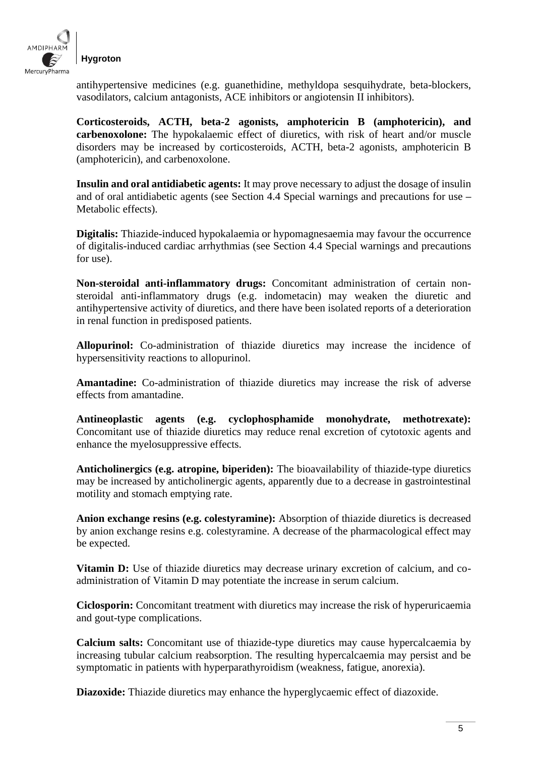antihypertensive medicines (e.g. guanethidine, methyldopa sesquihydrate, beta-blockers, vasodilators, calcium antagonists, ACE inhibitors or angiotensin II inhibitors).

**Corticosteroids, ACTH, beta-2 agonists, amphotericin B (amphotericin), and carbenoxolone:** The hypokalaemic effect of diuretics, with risk of heart and/or muscle disorders may be increased by corticosteroids, ACTH, beta-2 agonists, amphotericin B (amphotericin), and carbenoxolone.

**Insulin and oral antidiabetic agents:** It may prove necessary to adjust the dosage of insulin and of oral antidiabetic agents (see Section 4.4 Special warnings and precautions for use – Metabolic effects).

**Digitalis:** Thiazide-induced hypokalaemia or hypomagnesaemia may favour the occurrence of digitalis-induced cardiac arrhythmias (see Section 4.4 Special warnings and precautions for use).

**Non-steroidal anti-inflammatory drugs:** Concomitant administration of certain non-steroidal anti-inflammatory drugs (e.g. indometacin) may weaken the diuretic and antihypertensive activity of diuretics, and there have been isolated reports of a deterioration in renal function in predisposed patients.

**Allopurinol:** Co-administration of thiazide diuretics may increase the incidence of hypersensitivity reactions to allopurinol.

**Amantadine:** Co-administration of thiazide diuretics may increase the risk of adverse effects from amantadine.

**Antineoplastic agents (e.g. cyclophosphamide monohydrate, methotrexate):** Concomitant use of thiazide diuretics may reduce renal excretion of cytotoxic agents and enhance the myelosuppressive effects.

**Anticholinergics (e.g. atropine, biperiden):** The bioavailability of thiazide-type diuretics may be increased by anticholinergic agents, apparently due to a decrease in gastrointestinal motility and stomach emptying rate.

**Anion exchange resins (e.g. colestyramine):** Absorption of thiazide diuretics is decreased by anion exchange resins e.g. colestyramine. A decrease of the pharmacological effect may be expected.

**Vitamin D:** Use of thiazide diuretics may decrease urinary excretion of calcium, and co-administration of Vitamin D may potentiate the increase in serum calcium.

**Ciclosporin:** Concomitant treatment with diuretics may increase the risk of hyperuricaemia and gout-type complications.

**Calcium salts:** Concomitant use of thiazide-type diuretics may cause hypercalcaemia by increasing tubular calcium reabsorption. The resulting hypercalcaemia may persist and be symptomatic in patients with hyperparathyroidism (weakness, fatigue, anorexia).

**Diazoxide:** Thiazide diuretics may enhance the hyperglycaemic effect of diazoxide.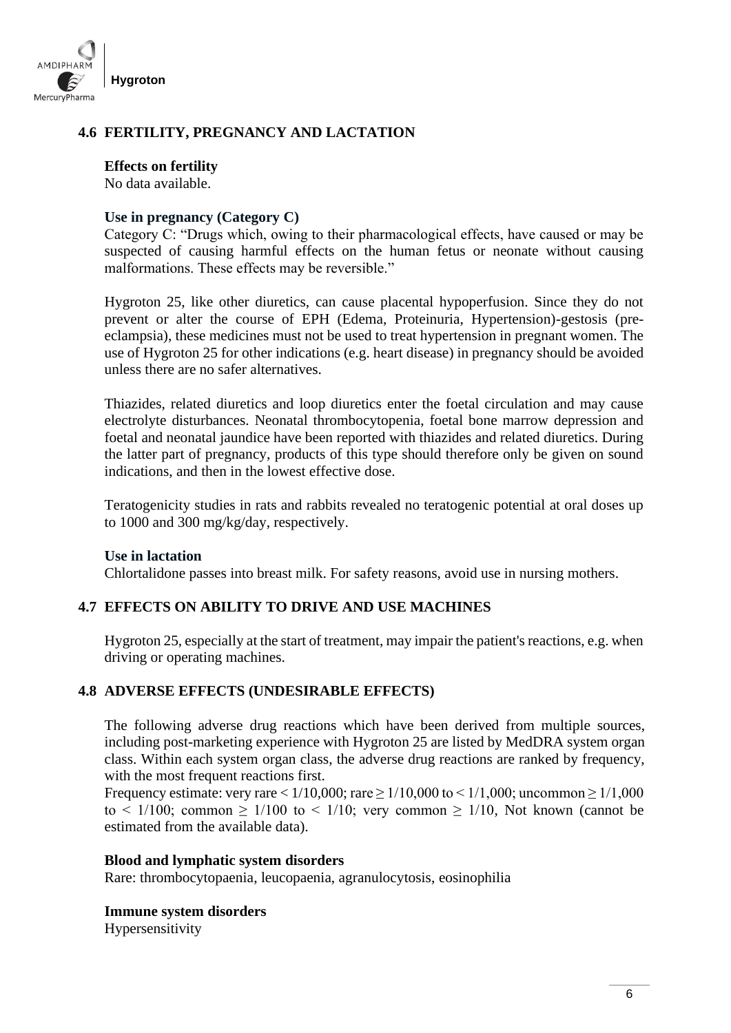## 4.6 FERTILITY, PREGNANCY AND LACTATION

### Effects on fertility

No data available.

### Use in pregnancy (Category C)

Category C: "Drugs which, owing to their pharmacological effects, have caused or may be suspected of causing harmful effects on the human fetus or neonate without causing malformations. These effects may be reversible."

Hygroton 25, like other diuretics, can cause placental hypoperfusion. Since they do not prevent or alter the course of EPH (Edema, Proteinuria, Hypertension)-gestosis (pre-eclampsia), these medicines must not be used to treat hypertension in pregnant women. The use of Hygroton 25 for other indications (e.g. heart disease) in pregnancy should be avoided unless there are no safer alternatives.

Thiazides, related diuretics and loop diuretics enter the foetal circulation and may cause electrolyte disturbances. Neonatal thrombocytopenia, foetal bone marrow depression and foetal and neonatal jaundice have been reported with thiazides and related diuretics. During the latter part of pregnancy, products of this type should therefore only be given on sound indications, and then in the lowest effective dose.

Teratogenicity studies in rats and rabbits revealed no teratogenic potential at oral doses up to 1000 and 300 mg/kg/day, respectively.

### Use in lactation

Chlortalidone passes into breast milk. For safety reasons, avoid use in nursing mothers.

## 4.7 EFFECTS ON ABILITY TO DRIVE AND USE MACHINES

Hygroton 25, especially at the start of treatment, may impair the patient's reactions, e.g. when driving or operating machines.

## 4.8 ADVERSE EFFECTS (UNDESIRABLE EFFECTS)

The following adverse drug reactions which have been derived from multiple sources, including post-marketing experience with Hygroton 25 are listed by MedDRA system organ class. Within each system organ class, the adverse drug reactions are ranked by frequency, with the most frequent reactions first.
Frequency estimate: very rare $< 1/10,000$; rare $\geq 1/10,000$ to $< 1/1,000$; uncommon $\geq 1/1,000$ to $< 1/100$; common $\geq 1/100$ to $< 1/10$; very common $\geq 1/10$, Not known (cannot be estimated from the available data).

**Blood and lymphatic system disorders**
Rare: thrombocytopaenia, leucopaenia, agranulocytosis, eosinophilia

**Immune system disorders**
Hypersensitivity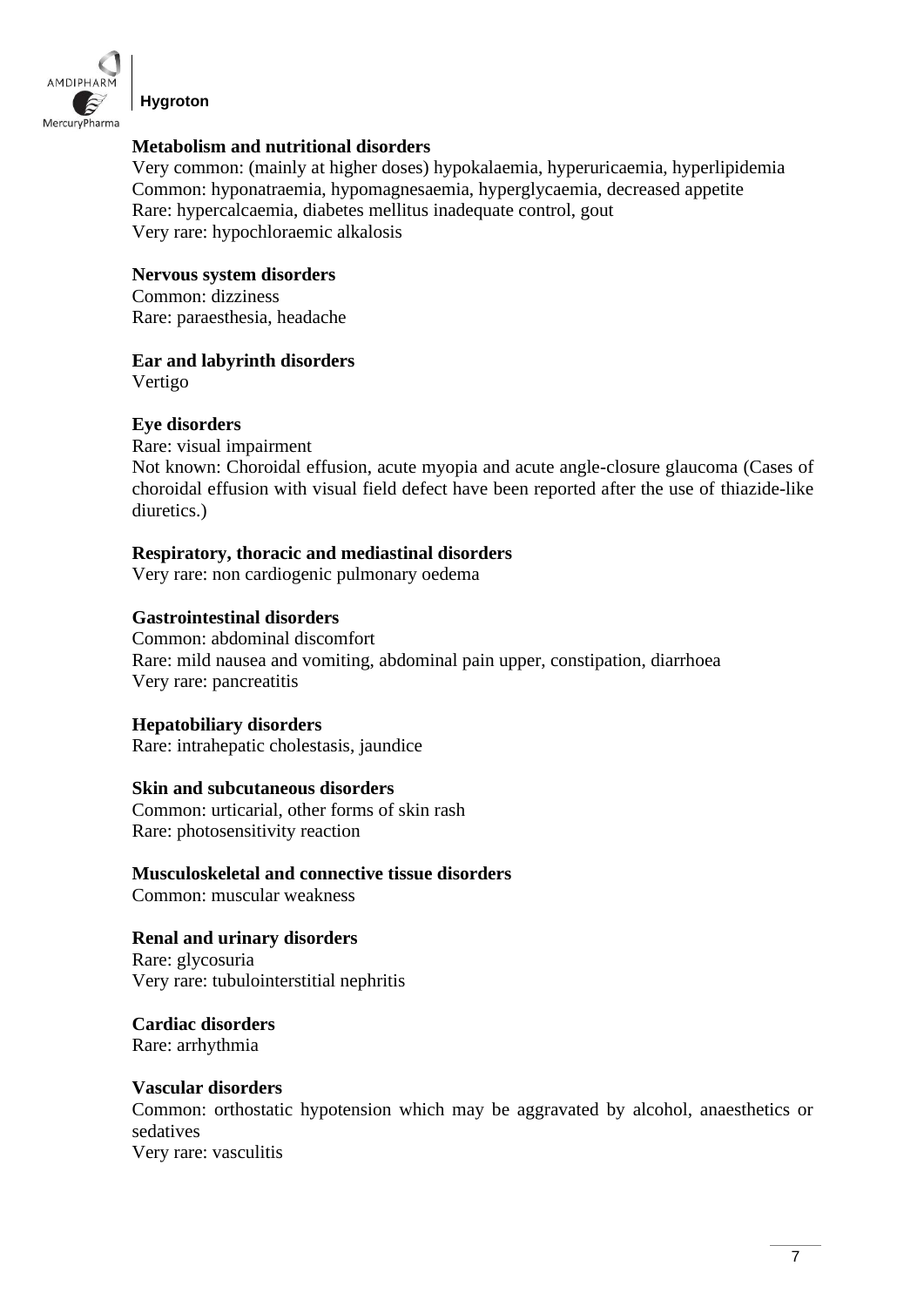**Metabolism and nutritional disorders**

Very common: (mainly at higher doses) hypokalaemia, hyperuricaemia, hyperlipidemia
Common: hyponatraemia, hypomagnesaemia, hyperglycaemia, decreased appetite
Rare: hypercalcaemia, diabetes mellitus inadequate control, gout
Very rare: hypochloraemic alkalosis

**Nervous system disorders**

Common: dizziness
Rare: paraesthesia, headache

**Ear and labyrinth disorders**

Vertigo

**Eye disorders**

Rare: visual impairment
Not known: Choroidal effusion, acute myopia and acute angle-closure glaucoma (Cases of choroidal effusion with visual field defect have been reported after the use of thiazide-like diuretics.)

**Respiratory, thoracic and mediastinal disorders**

Very rare: non cardiogenic pulmonary oedema

**Gastrointestinal disorders**

Common: abdominal discomfort
Rare: mild nausea and vomiting, abdominal pain upper, constipation, diarrhoea
Very rare: pancreatitis

**Hepatobiliary disorders**

Rare: intrahepatic cholestasis, jaundice

**Skin and subcutaneous disorders**

Common: urticarial, other forms of skin rash
Rare: photosensitivity reaction

**Musculoskeletal and connective tissue disorders**

Common: muscular weakness

**Renal and urinary disorders**

Rare: glycosuria
Very rare: tubulointerstitial nephritis

**Cardiac disorders**

Rare: arrhythmia

**Vascular disorders**

Common: orthostatic hypotension which may be aggravated by alcohol, anaesthetics or sedatives
Very rare: vasculitis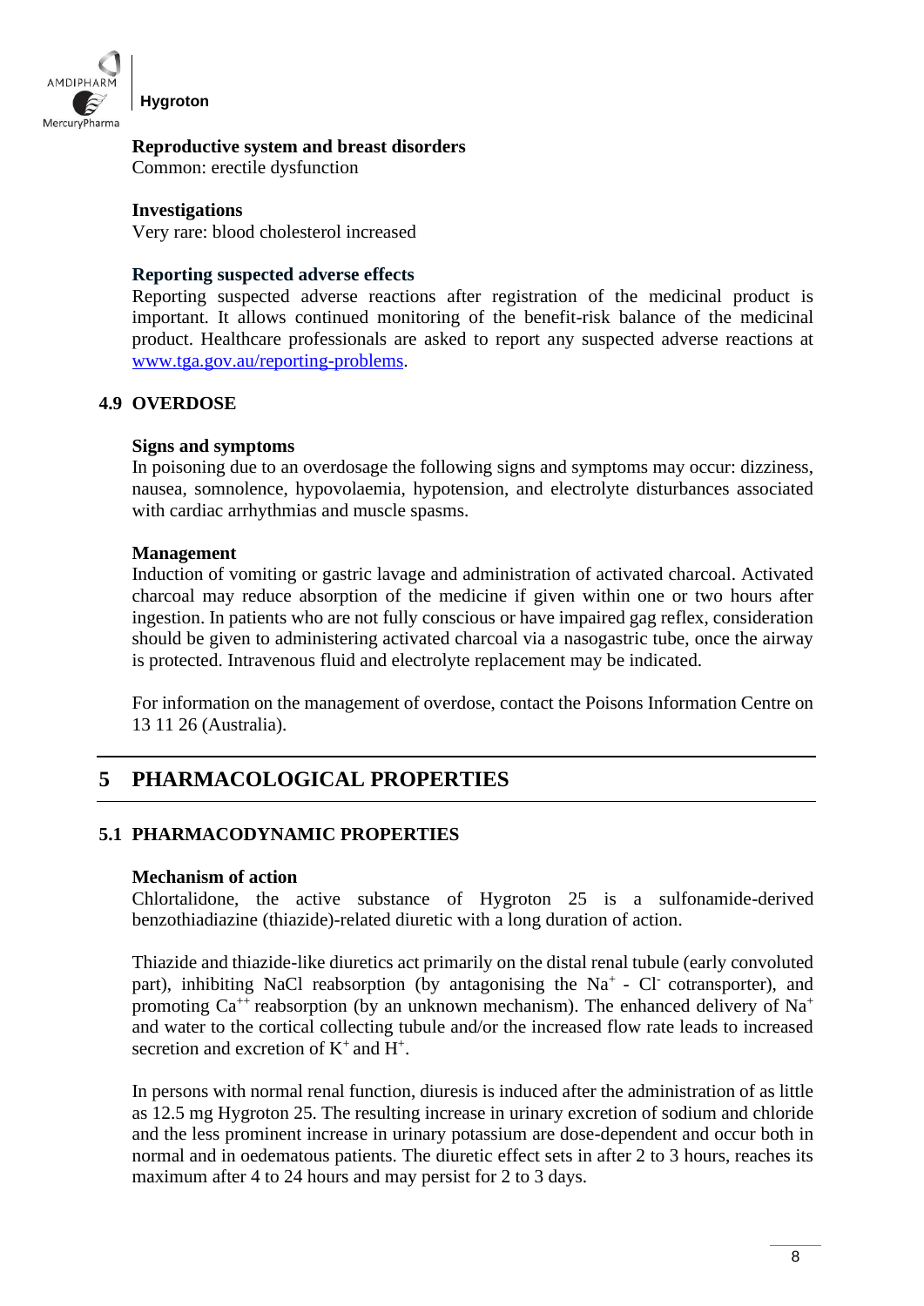**Reproductive system and breast disorders**
Common: erectile dysfunction

**Investigations**
Very rare: blood cholesterol increased

**Reporting suspected adverse effects**
Reporting suspected adverse reactions after registration of the medicinal product is important. It allows continued monitoring of the benefit-risk balance of the medicinal product. Healthcare professionals are asked to report any suspected adverse reactions at www.tga.gov.au/reporting-problems.

### 4.9 OVERDOSE

**Signs and symptoms**
In poisoning due to an overdosage the following signs and symptoms may occur: dizziness, nausea, somnolence, hypovolaemia, hypotension, and electrolyte disturbances associated with cardiac arrhythmias and muscle spasms.

**Management**
Induction of vomiting or gastric lavage and administration of activated charcoal. Activated charcoal may reduce absorption of the medicine if given within one or two hours after ingestion. In patients who are not fully conscious or have impaired gag reflex, consideration should be given to administering activated charcoal via a nasogastric tube, once the airway is protected. Intravenous fluid and electrolyte replacement may be indicated.

For information on the management of overdose, contact the Poisons Information Centre on 13 11 26 (Australia).

## 5 PHARMACOLOGICAL PROPERTIES

### 5.1 PHARMACODYNAMIC PROPERTIES

**Mechanism of action**
Chlortalidone, the active substance of Hygroton 25 is a sulfonamide-derived benzothiadiazine (thiazide)-related diuretic with a long duration of action.

Thiazide and thiazide-like diuretics act primarily on the distal renal tubule (early convoluted part), inhibiting NaCl reabsorption (by antagonising the $Na^{+}$ - $Cl^{-}$ cotransporter), and promoting $Ca^{++}$ reabsorption (by an unknown mechanism). The enhanced delivery of $Na^{+}$ and water to the cortical collecting tubule and/or the increased flow rate leads to increased secretion and excretion of $K^{+}$ and $H^{+}$.

In persons with normal renal function, diuresis is induced after the administration of as little as 12.5 mg Hygroton 25. The resulting increase in urinary excretion of sodium and chloride and the less prominent increase in urinary potassium are dose-dependent and occur both in normal and in oedematous patients. The diuretic effect sets in after 2 to 3 hours, reaches its maximum after 4 to 24 hours and may persist for 2 to 3 days.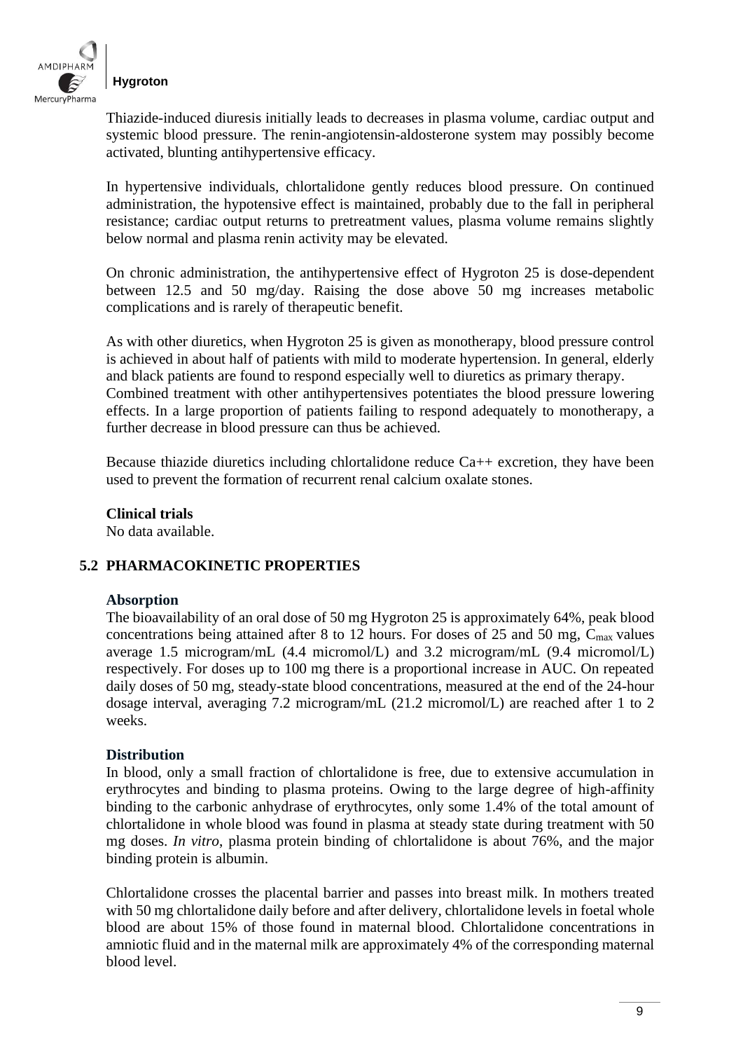Thiazide-induced diuresis initially leads to decreases in plasma volume, cardiac output and systemic blood pressure. The renin-angiotensin-aldosterone system may possibly become activated, blunting antihypertensive efficacy.

In hypertensive individuals, chlortalidone gently reduces blood pressure. On continued administration, the hypotensive effect is maintained, probably due to the fall in peripheral resistance; cardiac output returns to pretreatment values, plasma volume remains slightly below normal and plasma renin activity may be elevated.

On chronic administration, the antihypertensive effect of Hygroton 25 is dose-dependent between 12.5 and 50 mg/day. Raising the dose above 50 mg increases metabolic complications and is rarely of therapeutic benefit.

As with other diuretics, when Hygroton 25 is given as monotherapy, blood pressure control is achieved in about half of patients with mild to moderate hypertension. In general, elderly and black patients are found to respond especially well to diuretics as primary therapy.
Combined treatment with other antihypertensives potentiates the blood pressure lowering effects. In a large proportion of patients failing to respond adequately to monotherapy, a further decrease in blood pressure can thus be achieved.

Because thiazide diuretics including chlortalidone reduce Ca++ excretion, they have been used to prevent the formation of recurrent renal calcium oxalate stones.

**Clinical trials**
No data available.

## 5.2 PHARMACOKINETIC PROPERTIES

**Absorption**
The bioavailability of an oral dose of 50 mg Hygroton 25 is approximately 64%, peak blood concentrations being attained after 8 to 12 hours. For doses of 25 and 50 mg, $C_{max}$ values average 1.5 microgram/mL (4.4 micromol/L) and 3.2 microgram/mL (9.4 micromol/L) respectively. For doses up to 100 mg there is a proportional increase in AUC. On repeated daily doses of 50 mg, steady-state blood concentrations, measured at the end of the 24-hour dosage interval, averaging 7.2 microgram/mL (21.2 micromol/L) are reached after 1 to 2 weeks.

**Distribution**
In blood, only a small fraction of chlortalidone is free, due to extensive accumulation in erythrocytes and binding to plasma proteins. Owing to the large degree of high-affinity binding to the carbonic anhydrase of erythrocytes, only some 1.4% of the total amount of chlortalidone in whole blood was found in plasma at steady state during treatment with 50 mg doses. *In vitro*, plasma protein binding of chlortalidone is about 76%, and the major binding protein is albumin.

Chlortalidone crosses the placental barrier and passes into breast milk. In mothers treated with 50 mg chlortalidone daily before and after delivery, chlortalidone levels in foetal whole blood are about 15% of those found in maternal blood. Chlortalidone concentrations in amniotic fluid and in the maternal milk are approximately 4% of the corresponding maternal blood level.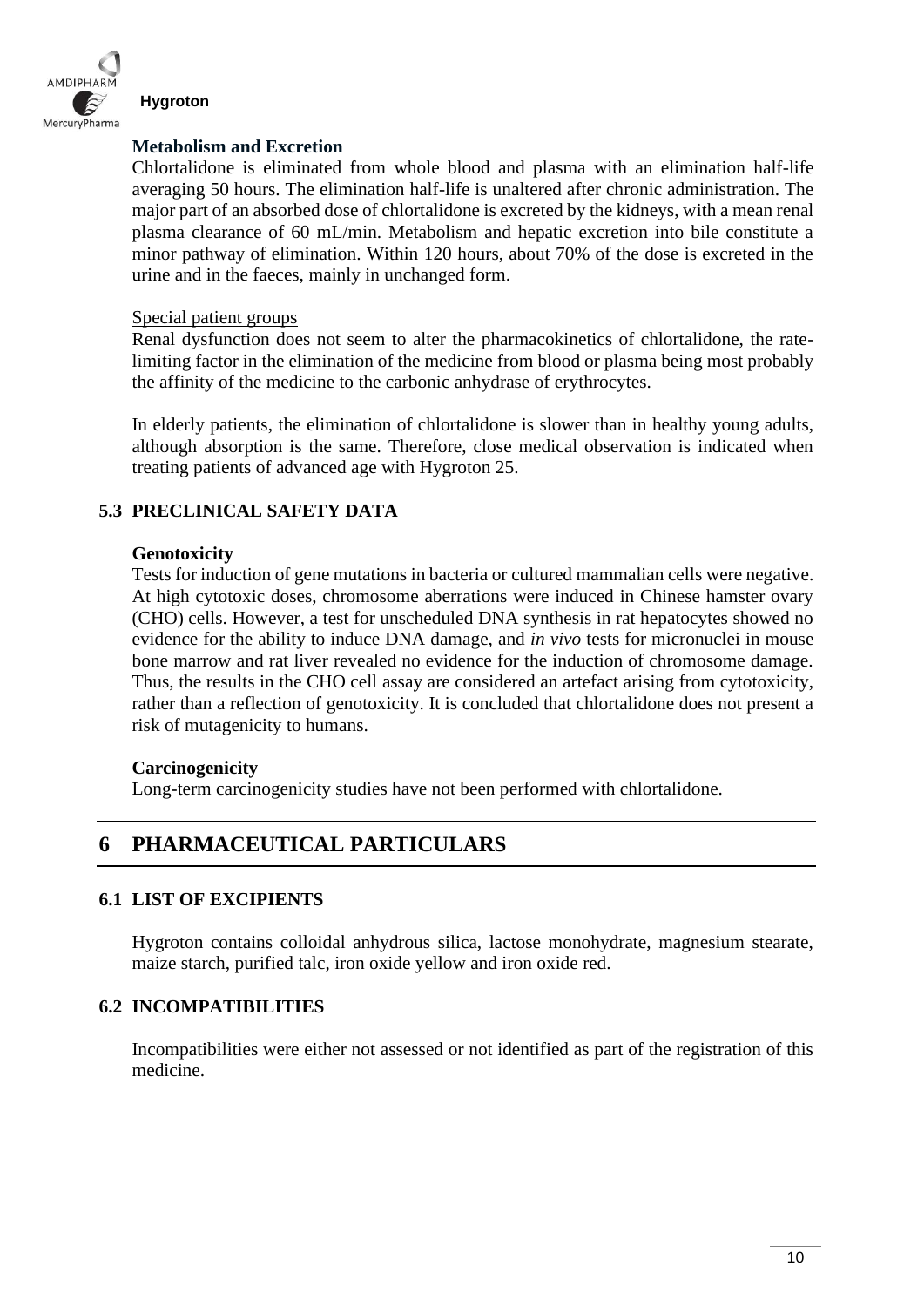#### Metabolism and Excretion

Chlortalidone is eliminated from whole blood and plasma with an elimination half-life averaging 50 hours. The elimination half-life is unaltered after chronic administration. The major part of an absorbed dose of chlortalidone is excreted by the kidneys, with a mean renal plasma clearance of 60 mL/min. Metabolism and hepatic excretion into bile constitute a minor pathway of elimination. Within 120 hours, about 70% of the dose is excreted in the urine and in the faeces, mainly in unchanged form.

Special patient groups

Renal dysfunction does not seem to alter the pharmacokinetics of chlortalidone, the rate-limiting factor in the elimination of the medicine from blood or plasma being most probably the affinity of the medicine to the carbonic anhydrase of erythrocytes.

In elderly patients, the elimination of chlortalidone is slower than in healthy young adults, although absorption is the same. Therefore, close medical observation is indicated when treating patients of advanced age with Hygroton 25.

### 5.3 PRECLINICAL SAFETY DATA

#### Genotoxicity

Tests for induction of gene mutations in bacteria or cultured mammalian cells were negative. At high cytotoxic doses, chromosome aberrations were induced in Chinese hamster ovary (CHO) cells. However, a test for unscheduled DNA synthesis in rat hepatocytes showed no evidence for the ability to induce DNA damage, and *in vivo* tests for micronuclei in mouse bone marrow and rat liver revealed no evidence for the induction of chromosome damage. Thus, the results in the CHO cell assay are considered an artefact arising from cytotoxicity, rather than a reflection of genotoxicity. It is concluded that chlortalidone does not present a risk of mutagenicity to humans.

#### Carcinogenicity

Long-term carcinogenicity studies have not been performed with chlortalidone.

## 6 PHARMACEUTICAL PARTICULARS

### 6.1 LIST OF EXCIPIENTS

Hygroton contains colloidal anhydrous silica, lactose monohydrate, magnesium stearate, maize starch, purified talc, iron oxide yellow and iron oxide red.

### 6.2 INCOMPATIBILITIES

Incompatibilities were either not assessed or not identified as part of the registration of this medicine.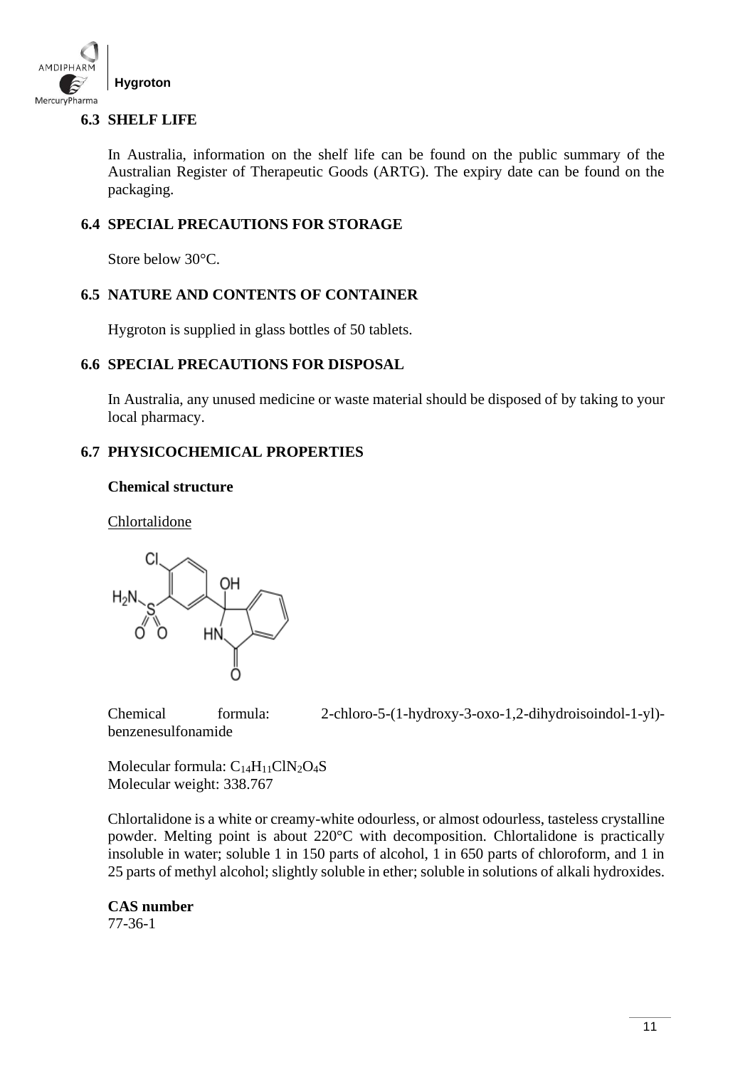## 6.3 SHELF LIFE

In Australia, information on the shelf life can be found on the public summary of the Australian Register of Therapeutic Goods (ARTG). The expiry date can be found on the packaging.

## 6.4 SPECIAL PRECAUTIONS FOR STORAGE

Store below 30°C.

## 6.5 NATURE AND CONTENTS OF CONTAINER

Hygroton is supplied in glass bottles of 50 tablets.

## 6.6 SPECIAL PRECAUTIONS FOR DISPOSAL

In Australia, any unused medicine or waste material should be disposed of by taking to your local pharmacy.

## 6.7 PHYSICOCHEMICAL PROPERTIES

**Chemical structure**

Chlortalidone

Chemical formula: 2-chloro-5-(1-hydroxy-3-oxo-1,2-dihydroisoindol-1-yl)-benzenesulfonamide

Molecular formula: $C_{14}H_{11}ClN_2O_4S$
Molecular weight: 338.767

Chlortalidone is a white or creamy-white odourless, or almost odourless, tasteless crystalline powder. Melting point is about 220°C with decomposition. Chlortalidone is practically insoluble in water; soluble 1 in 150 parts of alcohol, 1 in 650 parts of chloroform, and 1 in 25 parts of methyl alcohol; slightly soluble in ether; soluble in solutions of alkali hydroxides.

**CAS number**
77-36-1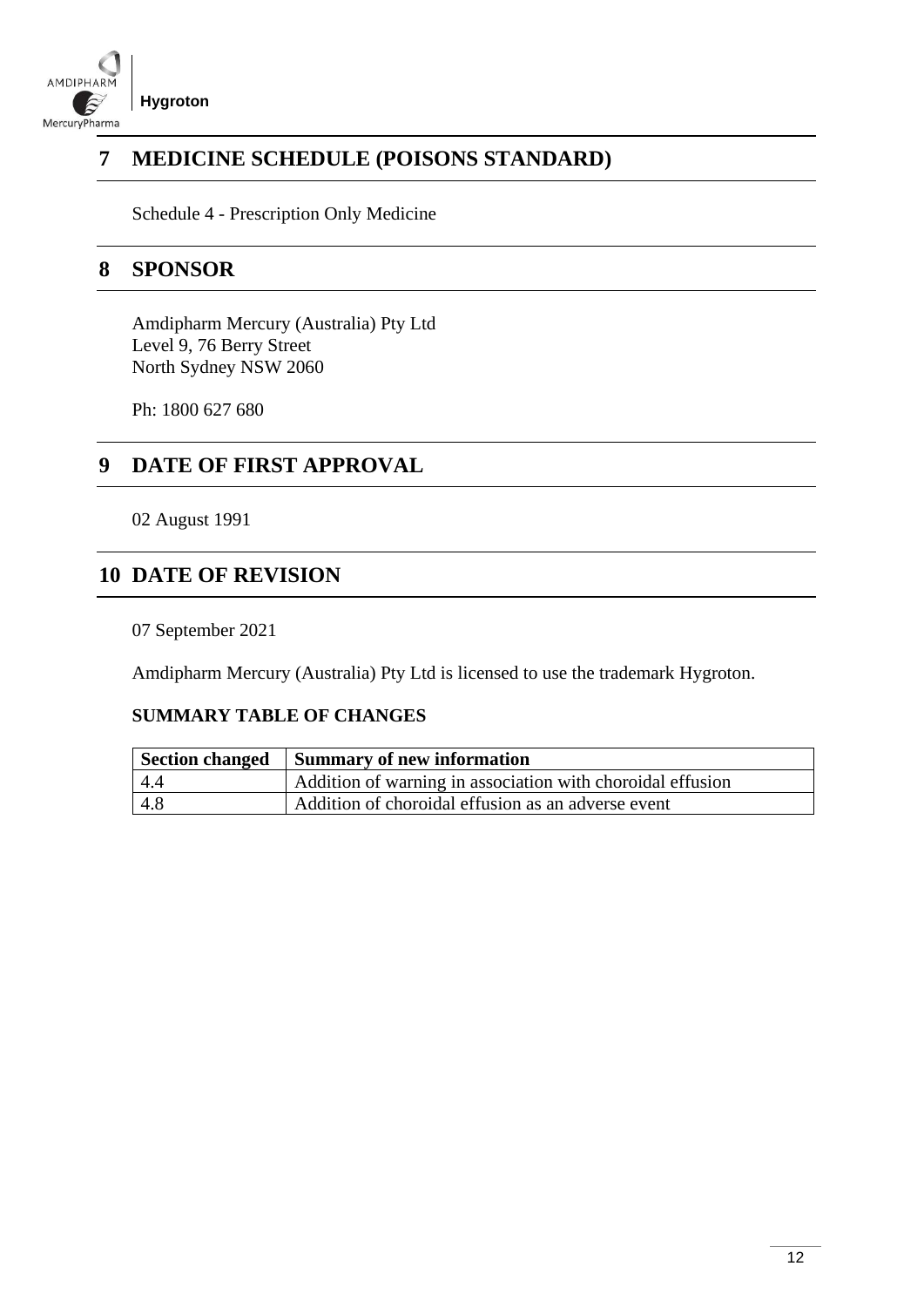## 7 MEDICINE SCHEDULE (POISONS STANDARD)

Schedule 4 - Prescription Only Medicine

## 8 SPONSOR

Amdipharm Mercury (Australia) Pty Ltd
Level 9, 76 Berry Street
North Sydney NSW 2060

Ph: 1800 627 680

## 9 DATE OF FIRST APPROVAL

02 August 1991

## 10 DATE OF REVISION

07 September 2021

Amdipharm Mercury (Australia) Pty Ltd is licensed to use the trademark Hygroton.

### SUMMARY TABLE OF CHANGES

| Section changed | Summary of new information |
|---|---|
| 4.4 | Addition of warning in association with choroidal effusion |
| 4.8 | Addition of choroidal effusion as an adverse event |